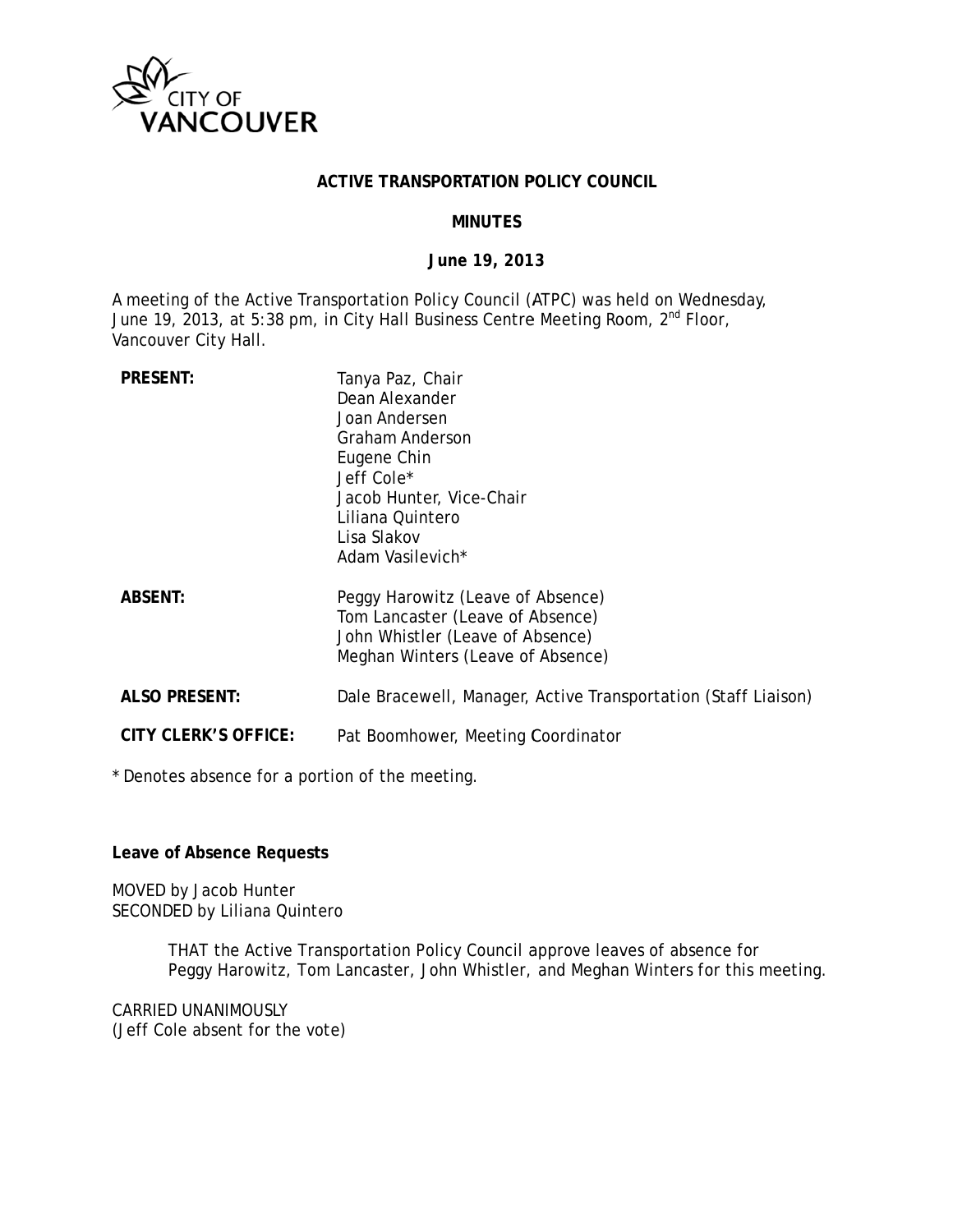CITY OF VANCOUVER

**ACTIVE TRANSPORTATION POLICY COUNCIL**

**MINUTES**

**June 19, 2013**

A meeting of the Active Transportation Policy Council (ATPC) was held on Wednesday, June 19, 2013, at 5:38 pm, in City Hall Business Centre Meeting Room, 2nd Floor, Vancouver City Hall.

| | |
|---|---|
| **PRESENT:** | Tanya Paz, Chair<br>Dean Alexander<br>Joan Andersen<br>Graham Anderson<br>Eugene Chin<br>Jeff Cole*<br>Jacob Hunter, Vice-Chair<br>Liliana Quintero<br>Lisa Slakov<br>Adam Vasilevich* |
| **ABSENT:** | Peggy Harowitz (Leave of Absence)<br>Tom Lancaster (Leave of Absence)<br>John Whistler (Leave of Absence)<br>Meghan Winters (Leave of Absence) |
| **ALSO PRESENT:** | Dale Bracewell, Manager, Active Transportation (Staff Liaison) |
| **CITY CLERK'S OFFICE:** | Pat Boomhower, Meeting Coordinator |

\* Denotes absence for a portion of the meeting.

**Leave of Absence Requests**

MOVED by Jacob Hunter
SECONDED by Liliana Quintero

> THAT the Active Transportation Policy Council approve leaves of absence for Peggy Harowitz, Tom Lancaster, John Whistler, and Meghan Winters for this meeting.

CARRIED UNANIMOUSLY
(Jeff Cole absent for the vote)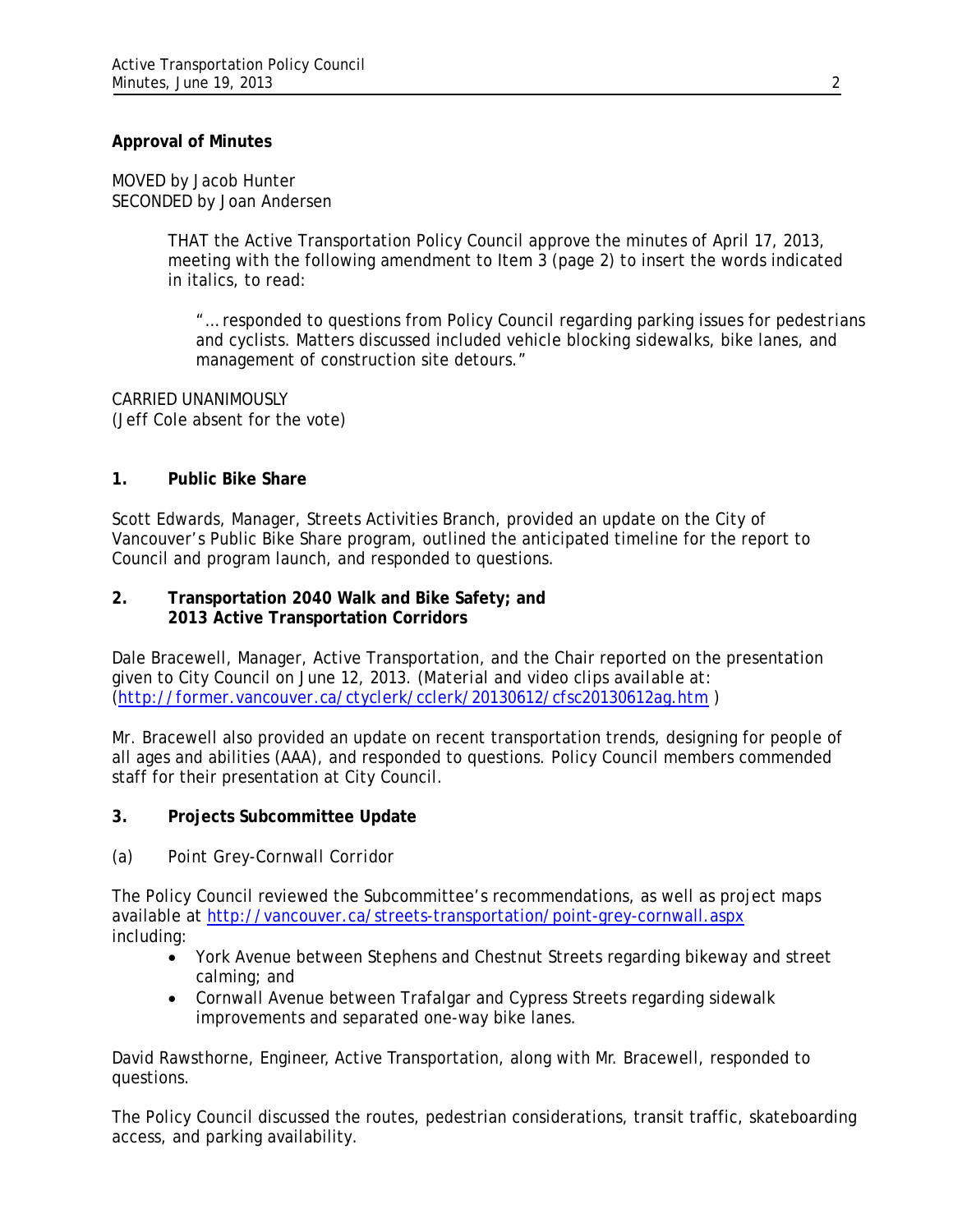**Approval of Minutes**

MOVED by Jacob Hunter
SECONDED by Joan Andersen

> THAT the Active Transportation Policy Council approve the minutes of April 17, 2013, meeting with the following amendment to Item 3 (page 2) to insert the words indicated in italics, to read:
>
> "… responded to questions from Policy Council regarding parking issues for pedestrians and cyclists. Matters discussed included vehicle blocking sidewalks, bike lanes, and management of construction site detours."

CARRIED UNANIMOUSLY
(Jeff Cole absent for the vote)

## 1. Public Bike Share

Scott Edwards, Manager, Streets Activities Branch, provided an update on the City of Vancouver's Public Bike Share program, outlined the anticipated timeline for the report to Council and program launch, and responded to questions.

## 2. Transportation 2040 Walk and Bike Safety; and 2013 Active Transportation Corridors

Dale Bracewell, Manager, Active Transportation, and the Chair reported on the presentation given to City Council on June 12, 2013. (*Material and video clips available at:* (http://former.vancouver.ca/ctyclerk/cclerk/20130612/cfsc20130612ag.htm )

Mr. Bracewell also provided an update on recent transportation trends, designing for people of all ages and abilities (AAA), and responded to questions. Policy Council members commended staff for their presentation at City Council.

## 3. Projects Subcommittee Update

(a) Point Grey-Cornwall Corridor

The Policy Council reviewed the Subcommittee's recommendations, as well as project maps available at http://vancouver.ca/streets-transportation/point-grey-cornwall.aspx including:

- York Avenue between Stephens and Chestnut Streets regarding bikeway and street calming; and
- Cornwall Avenue between Trafalgar and Cypress Streets regarding sidewalk improvements and separated one-way bike lanes.

David Rawsthorne, Engineer, Active Transportation, along with Mr. Bracewell, responded to questions.

The Policy Council discussed the routes, pedestrian considerations, transit traffic, skateboarding access, and parking availability.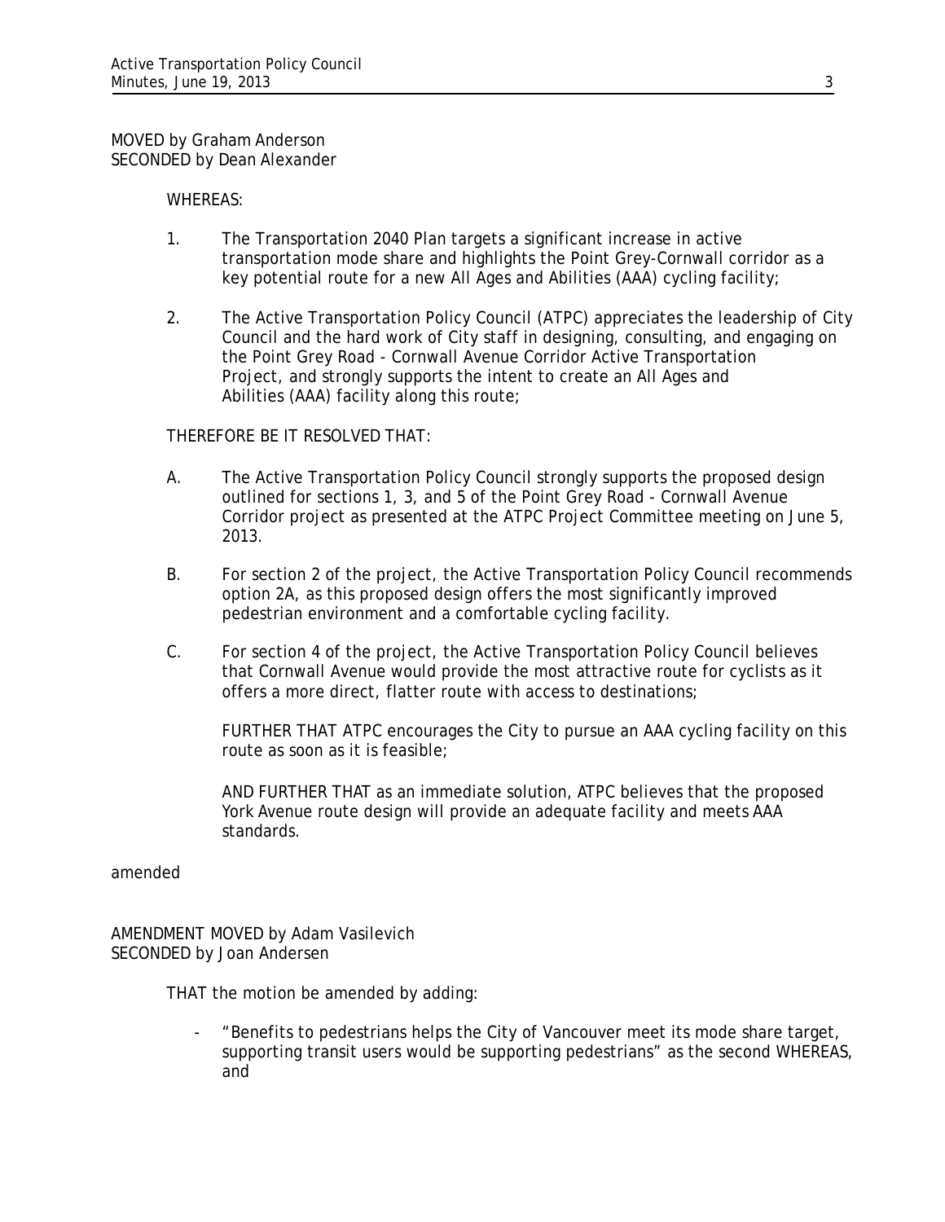MOVED by Graham Anderson
SECONDED by Dean Alexander

WHEREAS:

1. The Transportation 2040 Plan targets a significant increase in active transportation mode share and highlights the Point Grey-Cornwall corridor as a key potential route for a new All Ages and Abilities (AAA) cycling facility;

2. The Active Transportation Policy Council (ATPC) appreciates the leadership of City Council and the hard work of City staff in designing, consulting, and engaging on the Point Grey Road - Cornwall Avenue Corridor Active Transportation Project, and strongly supports the intent to create an All Ages and Abilities (AAA) facility along this route;

THEREFORE BE IT RESOLVED THAT:

A. The Active Transportation Policy Council strongly supports the proposed design outlined for sections 1, 3, and 5 of the Point Grey Road - Cornwall Avenue Corridor project as presented at the ATPC Project Committee meeting on June 5, 2013.

B. For section 2 of the project, the Active Transportation Policy Council recommends option 2A, as this proposed design offers the most significantly improved pedestrian environment and a comfortable cycling facility.

C. For section 4 of the project, the Active Transportation Policy Council believes that Cornwall Avenue would provide the most attractive route for cyclists as it offers a more direct, flatter route with access to destinations;

   FURTHER THAT ATPC encourages the City to pursue an AAA cycling facility on this route as soon as it is feasible;

   AND FURTHER THAT as an immediate solution, ATPC believes that the proposed York Avenue route design will provide an adequate facility and meets AAA standards.

amended

AMENDMENT MOVED by Adam Vasilevich
SECONDED by Joan Andersen

THAT the motion be amended by adding:

- "Benefits to pedestrians helps the City of Vancouver meet its mode share target, supporting transit users would be supporting pedestrians" as the second WHEREAS, and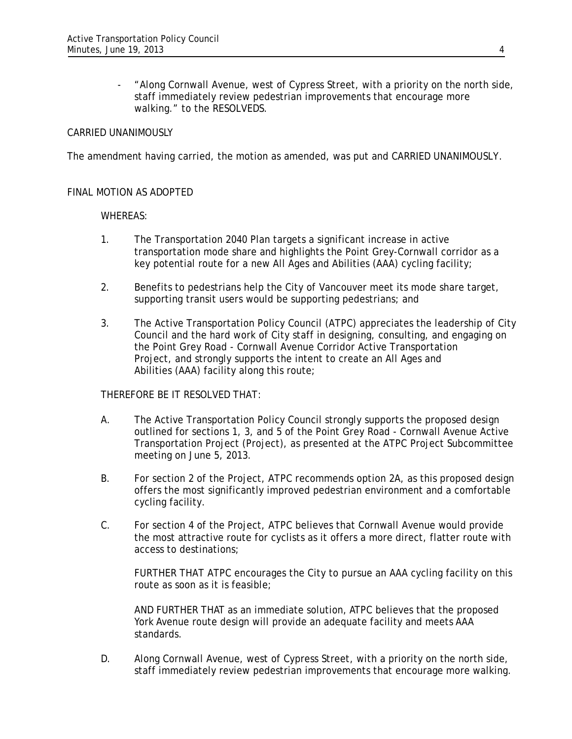- "Along Cornwall Avenue, west of Cypress Street, with a priority on the north side, staff immediately review pedestrian improvements that encourage more walking." to the RESOLVEDS.

CARRIED UNANIMOUSLY

The amendment having carried, the motion as amended, was put and CARRIED UNANIMOUSLY.

FINAL MOTION AS ADOPTED

WHEREAS:

1. The Transportation 2040 Plan targets a significant increase in active transportation mode share and highlights the Point Grey-Cornwall corridor as a key potential route for a new All Ages and Abilities (AAA) cycling facility;

2. Benefits to pedestrians help the City of Vancouver meet its mode share target, supporting transit users would be supporting pedestrians; and

3. The Active Transportation Policy Council (ATPC) appreciates the leadership of City Council and the hard work of City staff in designing, consulting, and engaging on the Point Grey Road - Cornwall Avenue Corridor Active Transportation Project, and strongly supports the intent to create an All Ages and Abilities (AAA) facility along this route;

THEREFORE BE IT RESOLVED THAT:

A. The Active Transportation Policy Council strongly supports the proposed design outlined for sections 1, 3, and 5 of the Point Grey Road - Cornwall Avenue Active Transportation Project (Project), as presented at the ATPC Project Subcommittee meeting on June 5, 2013.

B. For section 2 of the Project, ATPC recommends option 2A, as this proposed design offers the most significantly improved pedestrian environment and a comfortable cycling facility.

C. For section 4 of the Project, ATPC believes that Cornwall Avenue would provide the most attractive route for cyclists as it offers a more direct, flatter route with access to destinations;

   FURTHER THAT ATPC encourages the City to pursue an AAA cycling facility on this route as soon as it is feasible;

   AND FURTHER THAT as an immediate solution, ATPC believes that the proposed York Avenue route design will provide an adequate facility and meets AAA standards.

D. Along Cornwall Avenue, west of Cypress Street, with a priority on the north side, staff immediately review pedestrian improvements that encourage more walking.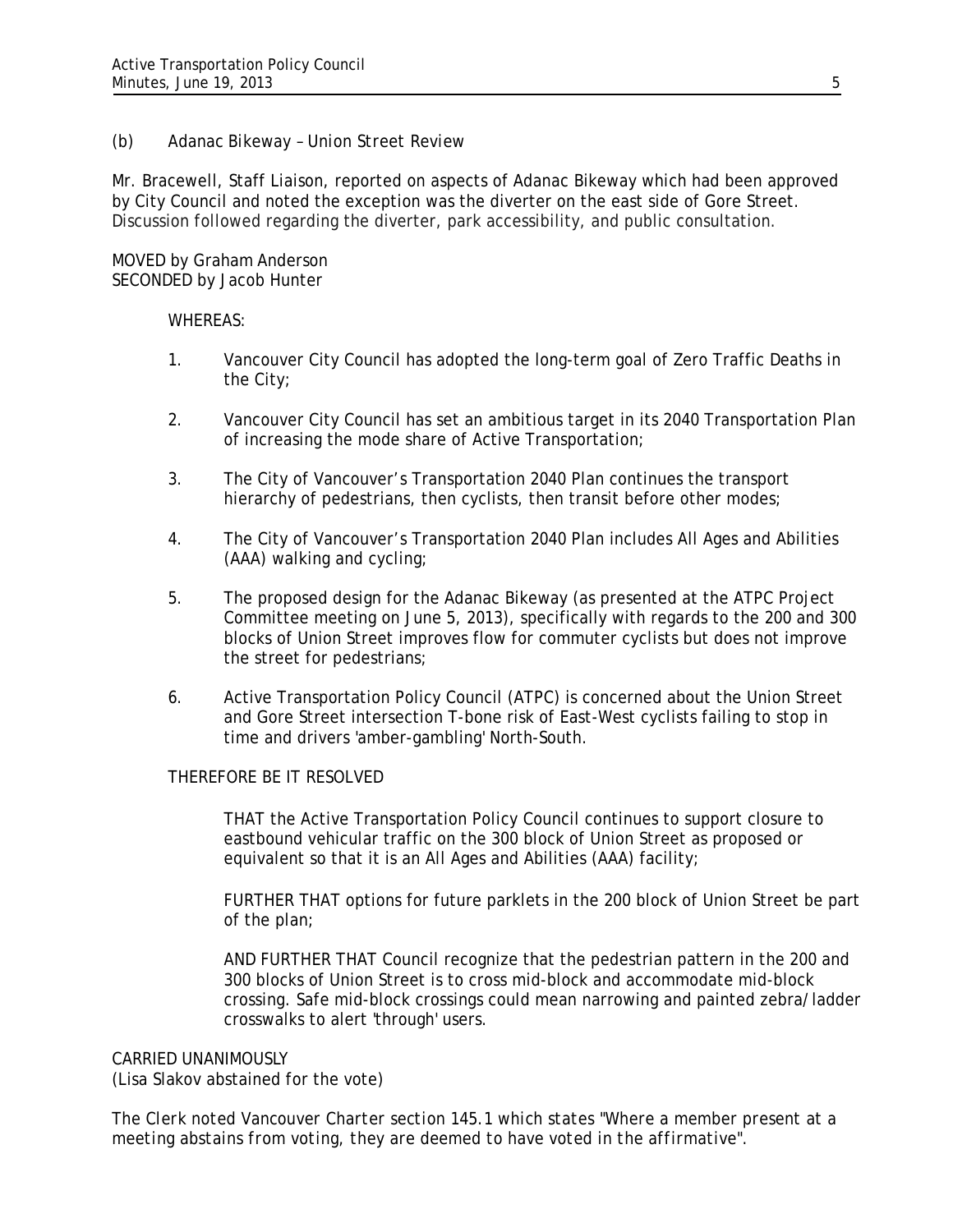(b) Adanac Bikeway – Union Street Review

Mr. Bracewell, Staff Liaison, reported on aspects of Adanac Bikeway which had been approved by City Council and noted the exception was the diverter on the east side of Gore Street. Discussion followed regarding the diverter, park accessibility, and public consultation.

MOVED by Graham Anderson
SECONDED by Jacob Hunter

WHEREAS:

1. Vancouver City Council has adopted the long-term goal of Zero Traffic Deaths in the City;

2. Vancouver City Council has set an ambitious target in its 2040 Transportation Plan of increasing the mode share of Active Transportation;

3. The City of Vancouver's Transportation 2040 Plan continues the transport hierarchy of pedestrians, then cyclists, then transit before other modes;

4. The City of Vancouver's Transportation 2040 Plan includes All Ages and Abilities (AAA) walking and cycling;

5. The proposed design for the Adanac Bikeway (as presented at the ATPC Project Committee meeting on June 5, 2013), specifically with regards to the 200 and 300 blocks of Union Street improves flow for commuter cyclists but does not improve the street for pedestrians;

6. Active Transportation Policy Council (ATPC) is concerned about the Union Street and Gore Street intersection T-bone risk of East-West cyclists failing to stop in time and drivers 'amber-gambling' North-South.

THEREFORE BE IT RESOLVED

THAT the Active Transportation Policy Council continues to support closure to eastbound vehicular traffic on the 300 block of Union Street as proposed or equivalent so that it is an All Ages and Abilities (AAA) facility;

FURTHER THAT options for future parklets in the 200 block of Union Street be part of the plan;

AND FURTHER THAT Council recognize that the pedestrian pattern in the 200 and 300 blocks of Union Street is to cross mid-block and accommodate mid-block crossing. Safe mid-block crossings could mean narrowing and painted zebra/ladder crosswalks to alert 'through' users.

CARRIED UNANIMOUSLY
(Lisa Slakov abstained for the vote)

The Clerk noted Vancouver Charter section 145.1 which states "Where a member present at a meeting abstains from voting, they are deemed to have voted in the affirmative".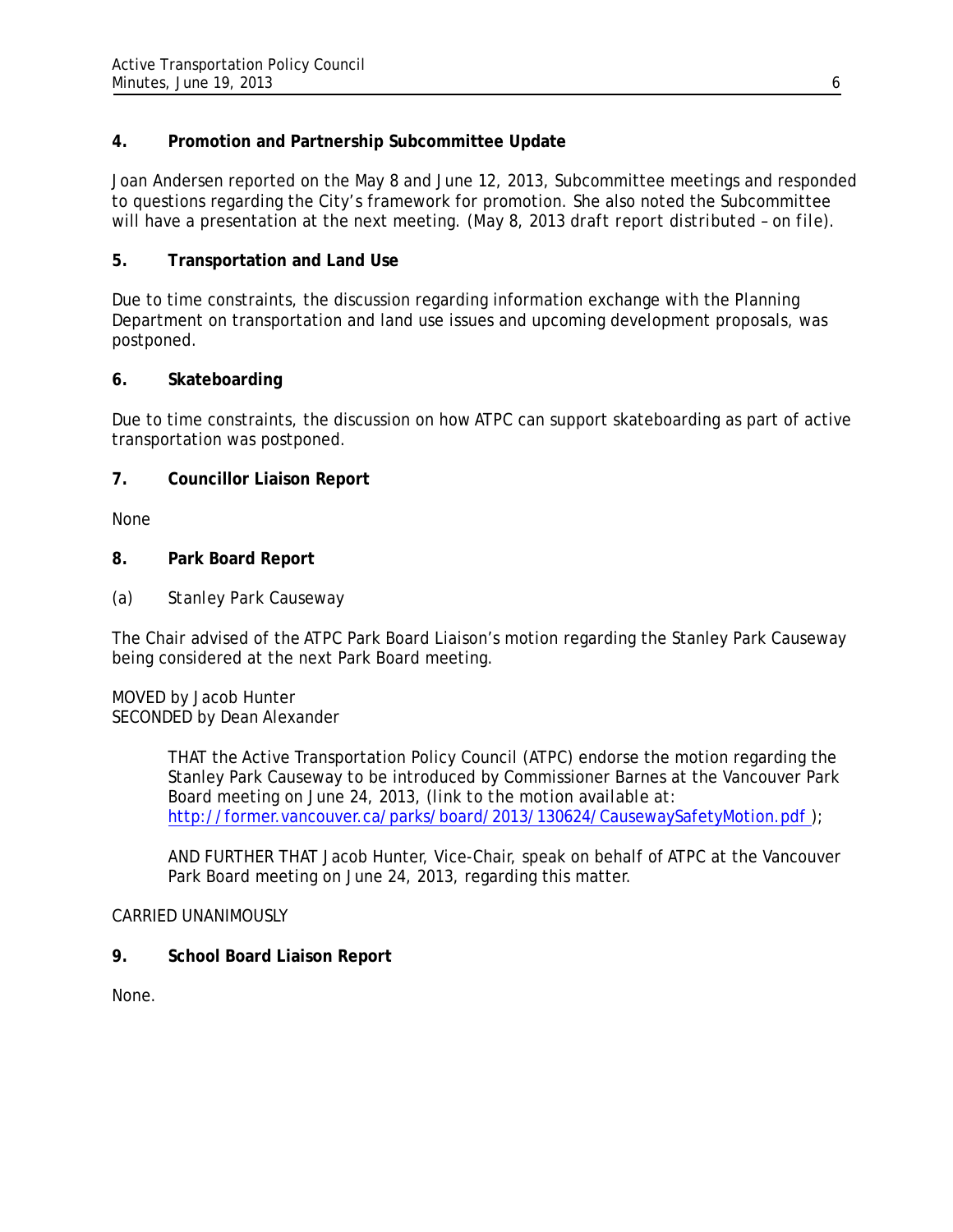## 4. Promotion and Partnership Subcommittee Update

Joan Andersen reported on the May 8 and June 12, 2013, Subcommittee meetings and responded to questions regarding the City's framework for promotion. She also noted the Subcommittee will have a presentation at the next meeting. (May 8, 2013 draft report distributed – on file).

## 5. Transportation and Land Use

Due to time constraints, the discussion regarding information exchange with the Planning Department on transportation and land use issues and upcoming development proposals, was postponed.

## 6. Skateboarding

Due to time constraints, the discussion on how ATPC can support skateboarding as part of active transportation was postponed.

## 7. Councillor Liaison Report

None

## 8. Park Board Report

(a) Stanley Park Causeway

The Chair advised of the ATPC Park Board Liaison's motion regarding the Stanley Park Causeway being considered at the next Park Board meeting.

MOVED by Jacob Hunter
SECONDED by Dean Alexander

> THAT the Active Transportation Policy Council (ATPC) endorse the motion regarding the Stanley Park Causeway to be introduced by Commissioner Barnes at the Vancouver Park Board meeting on June 24, 2013, (link to the motion available at: http://former.vancouver.ca/parks/board/2013/130624/CausewaySafetyMotion.pdf );
>
> AND FURTHER THAT Jacob Hunter, Vice-Chair, speak on behalf of ATPC at the Vancouver Park Board meeting on June 24, 2013, regarding this matter.

CARRIED UNANIMOUSLY

## 9. School Board Liaison Report

None.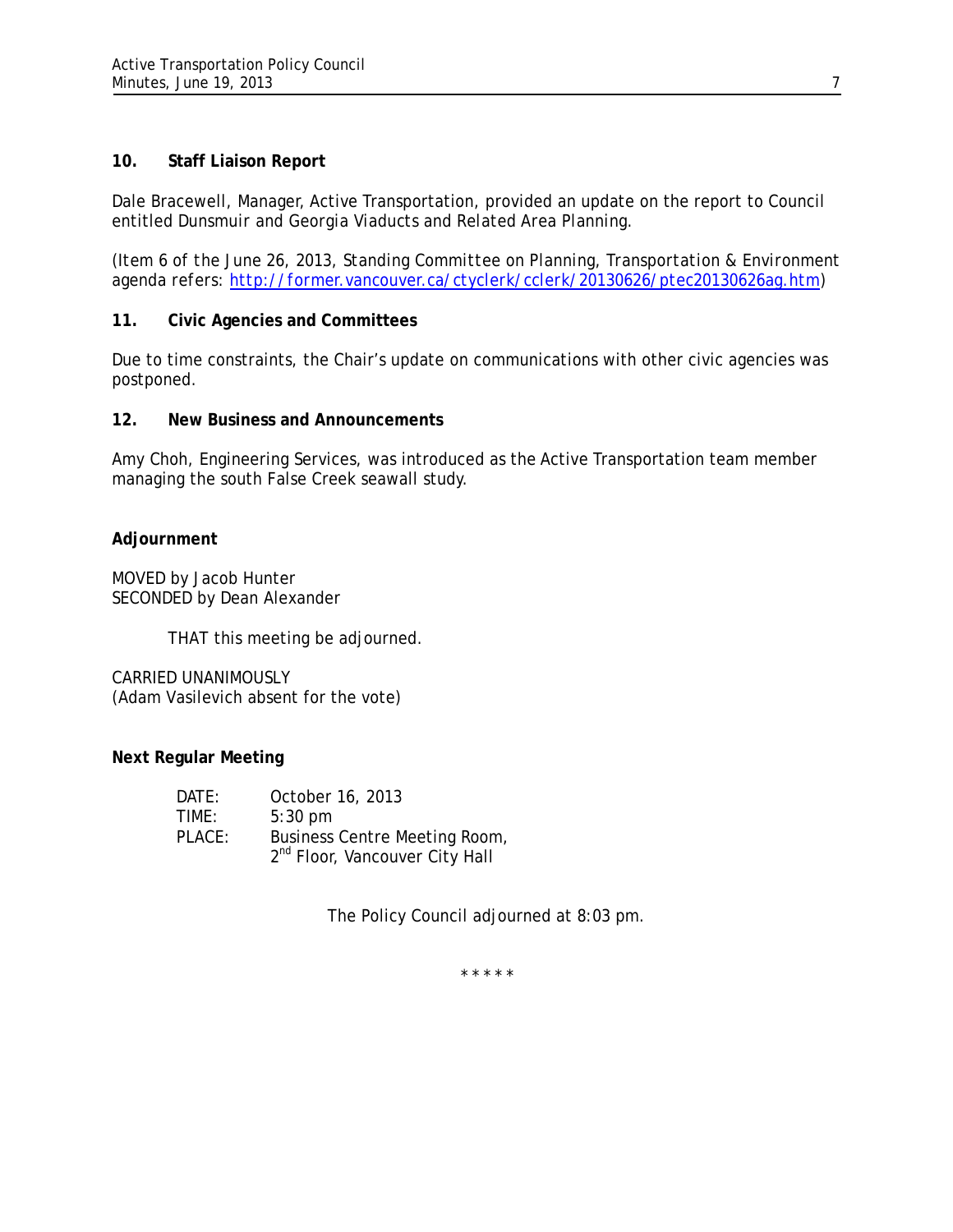## 10. Staff Liaison Report

Dale Bracewell, Manager, Active Transportation, provided an update on the report to Council entitled Dunsmuir and Georgia Viaducts and Related Area Planning.

*(Item 6 of the June 26, 2013, Standing Committee on Planning, Transportation & Environment agenda refers: http://former.vancouver.ca/ctyclerk/cclerk/20130626/ptec20130626ag.htm)*

## 11. Civic Agencies and Committees

Due to time constraints, the Chair's update on communications with other civic agencies was postponed.

## 12. New Business and Announcements

Amy Choh, Engineering Services, was introduced as the Active Transportation team member managing the south False Creek seawall study.

**Adjournment**

MOVED by Jacob Hunter
SECONDED by Dean Alexander

THAT this meeting be adjourned.

CARRIED UNANIMOUSLY
(Adam Vasilevich absent for the vote)

**Next Regular Meeting**

DATE: October 16, 2013
TIME: 5:30 pm
PLACE: Business Centre Meeting Room, 2nd Floor, Vancouver City Hall

The Policy Council adjourned at 8:03 pm.

\* \* \* \* \*